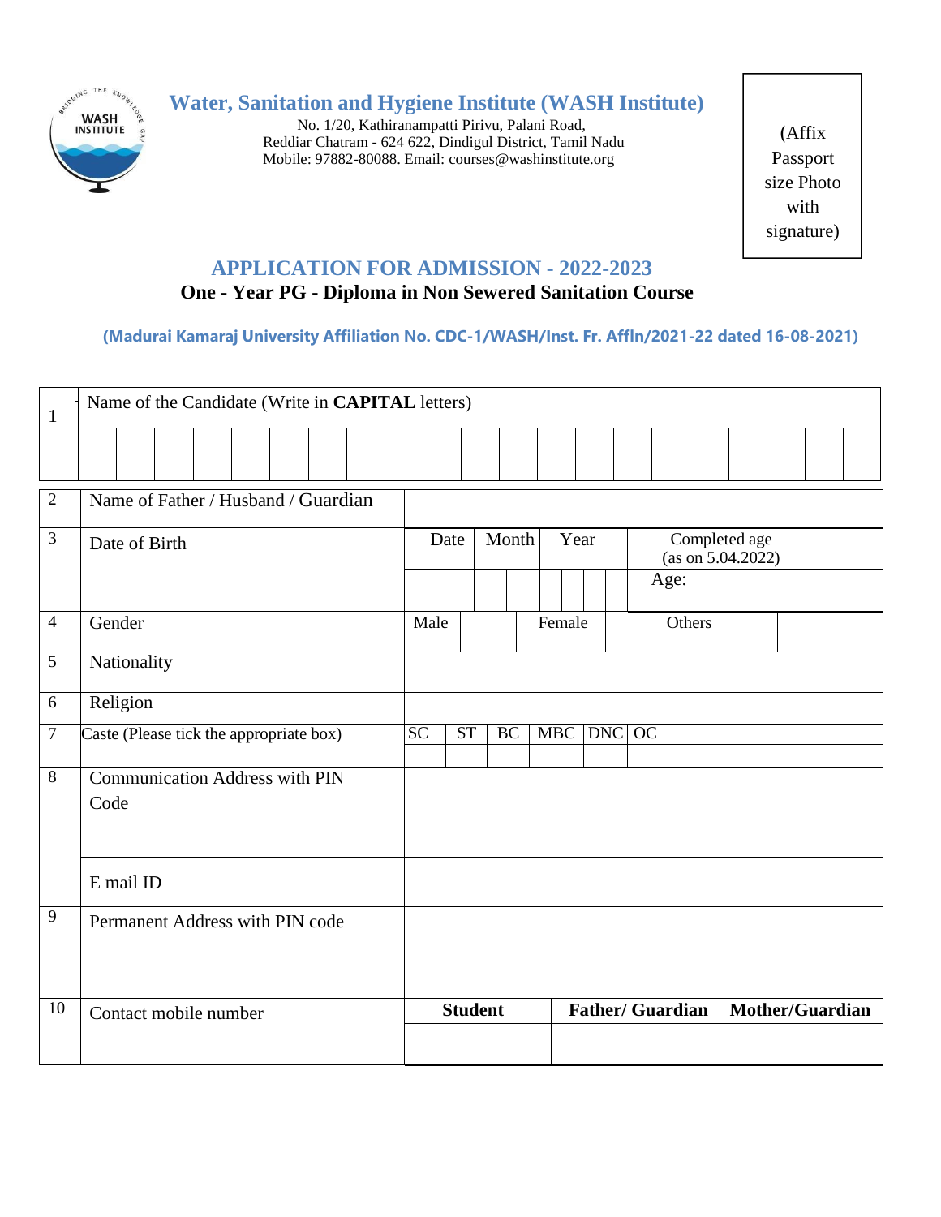# Water, Sanitation and Hygiene Institute (WASH Institute)

No. 1/20, Kathiranampatti Pirivu, Palani Road,
Reddiar Chatram - 624 622, Dindigul District, Tamil Nadu
Mobile: 97882-80088. Email: courses@washinstitute.org

(Affix Passport size Photo with signature)

## APPLICATION FOR ADMISSION - 2022-2023

### One - Year PG - Diploma in Non Sewered Sanitation Course

**(Madurai Kamaraj University Affiliation No. CDC-1/WASH/Inst. Fr. Affln/2021-22 dated 16-08-2021)**

| 1 | Name of the Candidate (Write in **CAPITAL** letters) | | | | | | | | | | | | | | | | | | | | |
|---|---|---|---|---|---|---|---|---|---|---|---|---|---|---|---|---|---|---|---|---|---|
| | | | | | | | | | | | | | | | | | | | | | |

| No. | Particulars | | | | | | |
|---|---|---|---|---|---|---|---|
| 2 | Name of Father / Husband / Guardian | | | | | | |
| 3 | Date of Birth | Date | Month | Year | Completed age (as on 5.04.2022) | | |
| | | | | | Age: | | |
| 4 | Gender | Male | | Female | | Others | |
| 5 | Nationality | | | | | | |
| 6 | Religion | | | | | | |
| 7 | Caste (Please tick the appropriate box) | SC | ST | BC | MBC | DNC | OC |
| | | | | | | | |
| 8 | Communication Address with PIN Code | | | | | | |
| | E mail ID | | | | | | |
| 9 | Permanent Address with PIN code | | | | | | |
| 10 | Contact mobile number | **Student** | **Father/ Guardian** | **Mother/Guardian** | | | |
| | | | | | | | |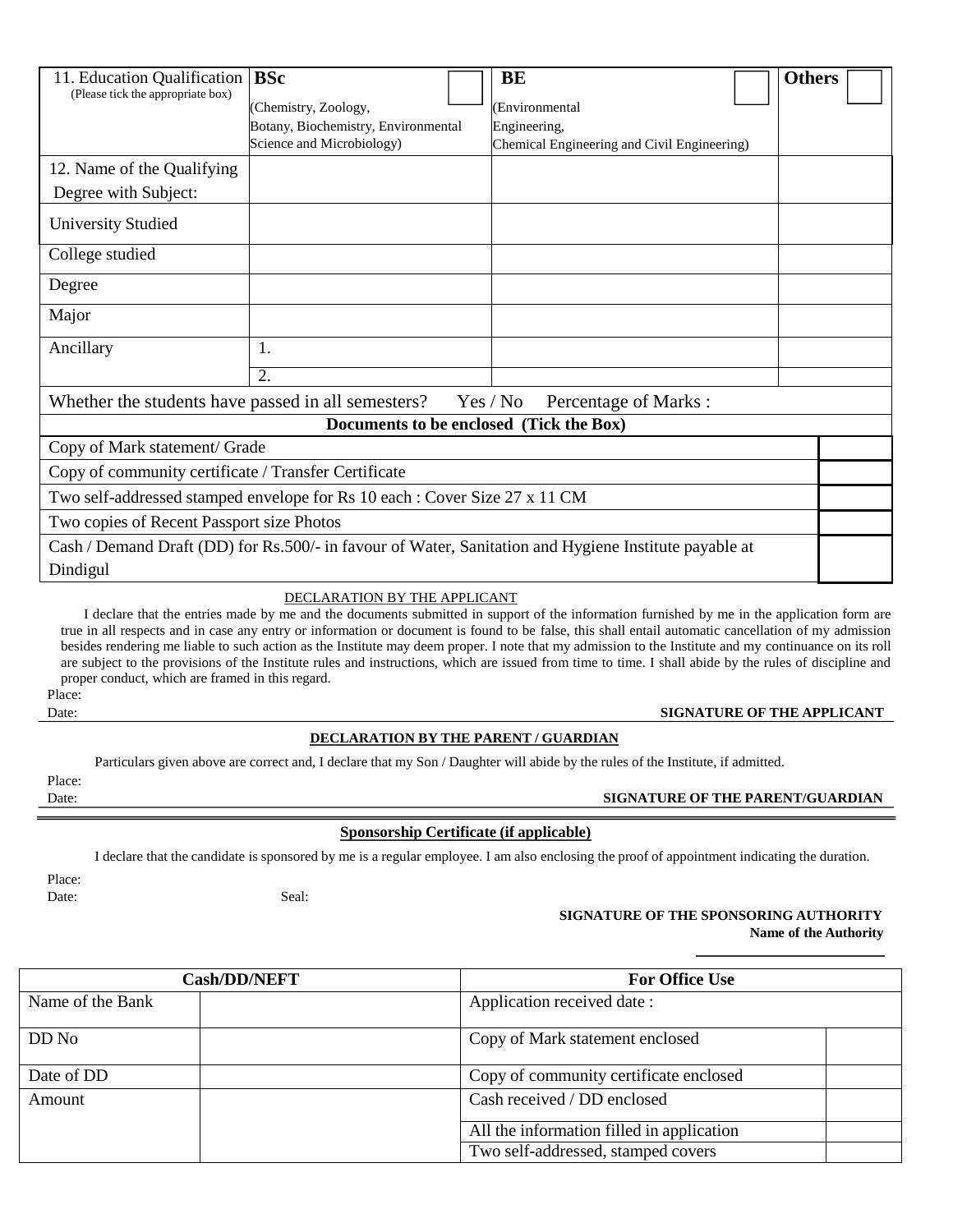| | | | |
|---|---|---|---|
| 11. Education Qualification (Please tick the appropriate box) | **BSc** ☐ (Chemistry, Zoology, Botany, Biochemistry, Environmental Science and Microbiology) | **BE** ☐ (Environmental Engineering, Chemical Engineering and Civil Engineering) | **Others** ☐ |
| 12. Name of the Qualifying Degree with Subject: | | | |
| University Studied | | | |
| College studied | | | |
| Degree | | | |
| Major | | | |
| Ancillary | 1. | | |
| | 2. | | |

Whether the students have passed in all semesters? Yes / No Percentage of Marks :

| **Documents to be enclosed (Tick the Box)** | |
|---|---|
| Copy of Mark statement/ Grade | |
| Copy of community certificate / Transfer Certificate | |
| Two self-addressed stamped envelope for Rs 10 each : Cover Size 27 x 11 CM | |
| Two copies of Recent Passport size Photos | |
| Cash / Demand Draft (DD) for Rs.500/- in favour of Water, Sanitation and Hygiene Institute payable at Dindigul | |

DECLARATION BY THE APPLICANT

I declare that the entries made by me and the documents submitted in support of the information furnished by me in the application form are true in all respects and in case any entry or information or document is found to be false, this shall entail automatic cancellation of my admission besides rendering me liable to such action as the Institute may deem proper. I note that my admission to the Institute and my continuance on its roll are subject to the provisions of the Institute rules and instructions, which are issued from time to time. I shall abide by the rules of discipline and proper conduct, which are framed in this regard.

Place:

Date: **SIGNATURE OF THE APPLICANT**

**DECLARATION BY THE PARENT / GUARDIAN**

Particulars given above are correct and, I declare that my Son / Daughter will abide by the rules of the Institute, if admitted.

Place:

Date: **SIGNATURE OF THE PARENT/GUARDIAN**

**Sponsorship Certificate (if applicable)**

I declare that the candidate is sponsored by me is a regular employee. I am also enclosing the proof of appointment indicating the duration.

Place:

Date: Seal:

**SIGNATURE OF THE SPONSORING AUTHORITY**

**Name of the Authority**

| **Cash/DD/NEFT** | | **For Office Use** | |
|---|---|---|---|
| Name of the Bank | | Application received date : | |
| DD No | | Copy of Mark statement enclosed | |
| Date of DD | | Copy of community certificate enclosed | |
| Amount | | Cash received / DD enclosed | |
| | | All the information filled in application | |
| | | Two self-addressed, stamped covers | |